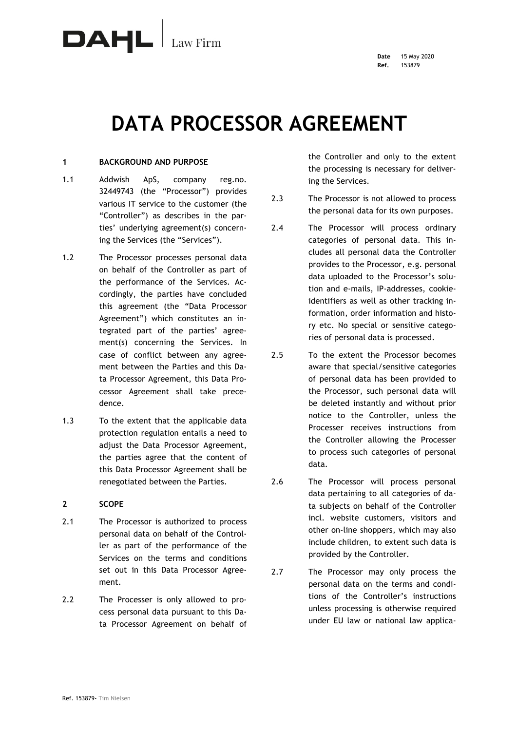DAHL | Law Firm

**Date** 15 May 2020
**Ref.** 153879

# DATA PROCESSOR AGREEMENT

## 1 BACKGROUND AND PURPOSE

1.1 Addwish ApS, company reg.no. 32449743 (the "Processor") provides various IT service to the customer (the "Controller") as describes in the parties' underlying agreement(s) concerning the Services (the "Services").

1.2 The Processor processes personal data on behalf of the Controller as part of the performance of the Services. Accordingly, the parties have concluded this agreement (the "Data Processor Agreement") which constitutes an integrated part of the parties' agreement(s) concerning the Services. In case of conflict between any agreement between the Parties and this Data Processor Agreement, this Data Processor Agreement shall take precedence.

1.3 To the extent that the applicable data protection regulation entails a need to adjust the Data Processor Agreement, the parties agree that the content of this Data Processor Agreement shall be renegotiated between the Parties.

## 2 SCOPE

2.1 The Processor is authorized to process personal data on behalf of the Controller as part of the performance of the Services on the terms and conditions set out in this Data Processor Agreement.

2.2 The Processer is only allowed to process personal data pursuant to this Data Processor Agreement on behalf of the Controller and only to the extent the processing is necessary for delivering the Services.

2.3 The Processor is not allowed to process the personal data for its own purposes.

2.4 The Processor will process ordinary categories of personal data. This includes all personal data the Controller provides to the Processor, e.g. personal data uploaded to the Processor's solution and e-mails, IP-addresses, cookie-identifiers as well as other tracking information, order information and history etc. No special or sensitive categories of personal data is processed.

2.5 To the extent the Processor becomes aware that special/sensitive categories of personal data has been provided to the Processor, such personal data will be deleted instantly and without prior notice to the Controller, unless the Processer receives instructions from the Controller allowing the Processer to process such categories of personal data.

2.6 The Processor will process personal data pertaining to all categories of data subjects on behalf of the Controller incl. website customers, visitors and other on-line shoppers, which may also include children, to extent such data is provided by the Controller.

2.7 The Processor may only process the personal data on the terms and conditions of the Controller's instructions unless processing is otherwise required under EU law or national law applica-

Ref. 153879- Tim Nielsen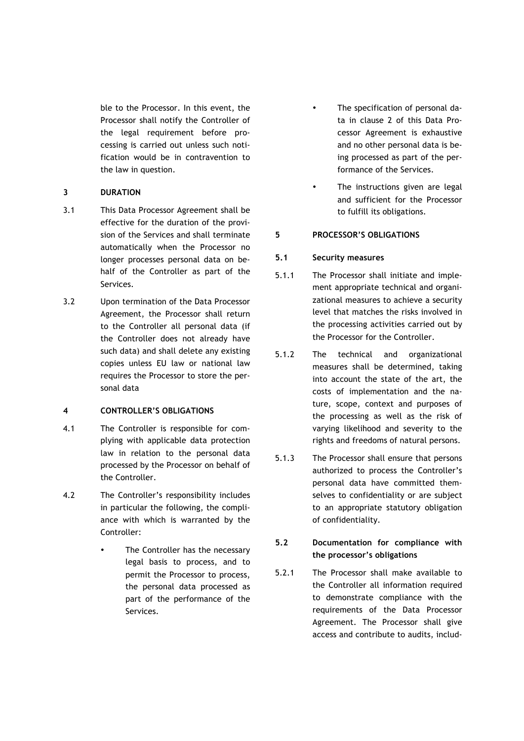ble to the Processor. In this event, the Processor shall notify the Controller of the legal requirement before processing is carried out unless such notification would be in contravention to the law in question.

## 3 DURATION

3.1 This Data Processor Agreement shall be effective for the duration of the provision of the Services and shall terminate automatically when the Processor no longer processes personal data on behalf of the Controller as part of the Services.

3.2 Upon termination of the Data Processor Agreement, the Processor shall return to the Controller all personal data (if the Controller does not already have such data) and shall delete any existing copies unless EU law or national law requires the Processor to store the personal data

## 4 CONTROLLER'S OBLIGATIONS

4.1 The Controller is responsible for complying with applicable data protection law in relation to the personal data processed by the Processor on behalf of the Controller.

4.2 The Controller's responsibility includes in particular the following, the compliance with which is warranted by the Controller:

- The Controller has the necessary legal basis to process, and to permit the Processor to process, the personal data processed as part of the performance of the Services.
- The specification of personal data in clause 2 of this Data Processor Agreement is exhaustive and no other personal data is being processed as part of the performance of the Services.
- The instructions given are legal and sufficient for the Processor to fulfill its obligations.

## 5 PROCESSOR'S OBLIGATIONS

### 5.1 Security measures

5.1.1 The Processor shall initiate and implement appropriate technical and organizational measures to achieve a security level that matches the risks involved in the processing activities carried out by the Processor for the Controller.

5.1.2 The technical and organizational measures shall be determined, taking into account the state of the art, the costs of implementation and the nature, scope, context and purposes of the processing as well as the risk of varying likelihood and severity to the rights and freedoms of natural persons.

5.1.3 The Processor shall ensure that persons authorized to process the Controller's personal data have committed themselves to confidentiality or are subject to an appropriate statutory obligation of confidentiality.

### 5.2 Documentation for compliance with the processor's obligations

5.2.1 The Processor shall make available to the Controller all information required to demonstrate compliance with the requirements of the Data Processor Agreement. The Processor shall give access and contribute to audits, includ-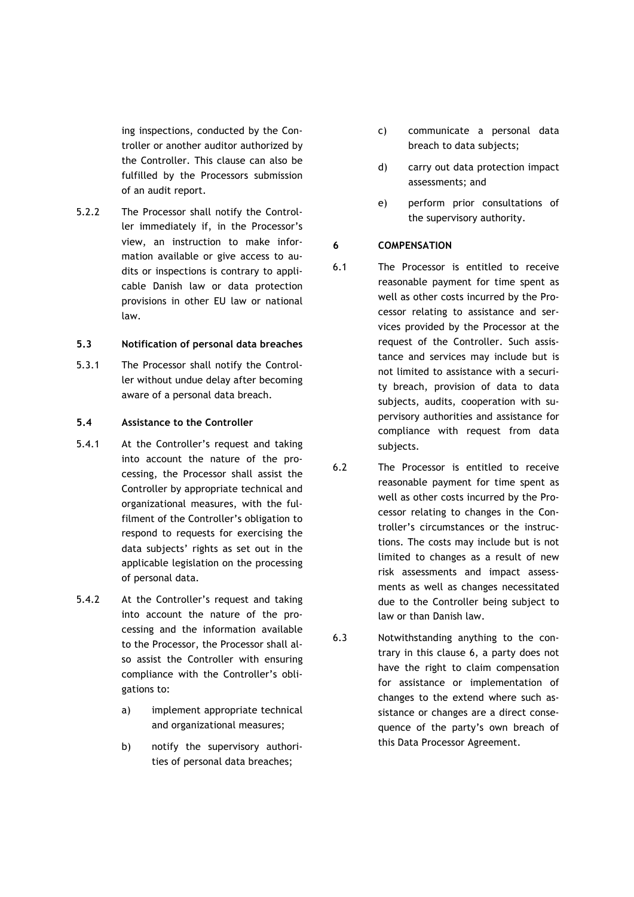ing inspections, conducted by the Controller or another auditor authorized by the Controller. This clause can also be fulfilled by the Processors submission of an audit report.

5.2.2 The Processor shall notify the Controller immediately if, in the Processor's view, an instruction to make information available or give access to audits or inspections is contrary to applicable Danish law or data protection provisions in other EU law or national law.

**5.3 Notification of personal data breaches**

5.3.1 The Processor shall notify the Controller without undue delay after becoming aware of a personal data breach.

**5.4 Assistance to the Controller**

5.4.1 At the Controller's request and taking into account the nature of the processing, the Processor shall assist the Controller by appropriate technical and organizational measures, with the fulfilment of the Controller's obligation to respond to requests for exercising the data subjects' rights as set out in the applicable legislation on the processing of personal data.

5.4.2 At the Controller's request and taking into account the nature of the processing and the information available to the Processor, the Processor shall also assist the Controller with ensuring compliance with the Controller's obligations to:

a) implement appropriate technical and organizational measures;

b) notify the supervisory authorities of personal data breaches;

c) communicate a personal data breach to data subjects;

d) carry out data protection impact assessments; and

e) perform prior consultations of the supervisory authority.

**6 COMPENSATION**

6.1 The Processor is entitled to receive reasonable payment for time spent as well as other costs incurred by the Processor relating to assistance and services provided by the Processor at the request of the Controller. Such assistance and services may include but is not limited to assistance with a security breach, provision of data to data subjects, audits, cooperation with supervisory authorities and assistance for compliance with request from data subjects.

6.2 The Processor is entitled to receive reasonable payment for time spent as well as other costs incurred by the Processor relating to changes in the Controller's circumstances or the instructions. The costs may include but is not limited to changes as a result of new risk assessments and impact assessments as well as changes necessitated due to the Controller being subject to law or than Danish law.

6.3 Notwithstanding anything to the contrary in this clause 6, a party does not have the right to claim compensation for assistance or implementation of changes to the extend where such assistance or changes are a direct consequence of the party's own breach of this Data Processor Agreement.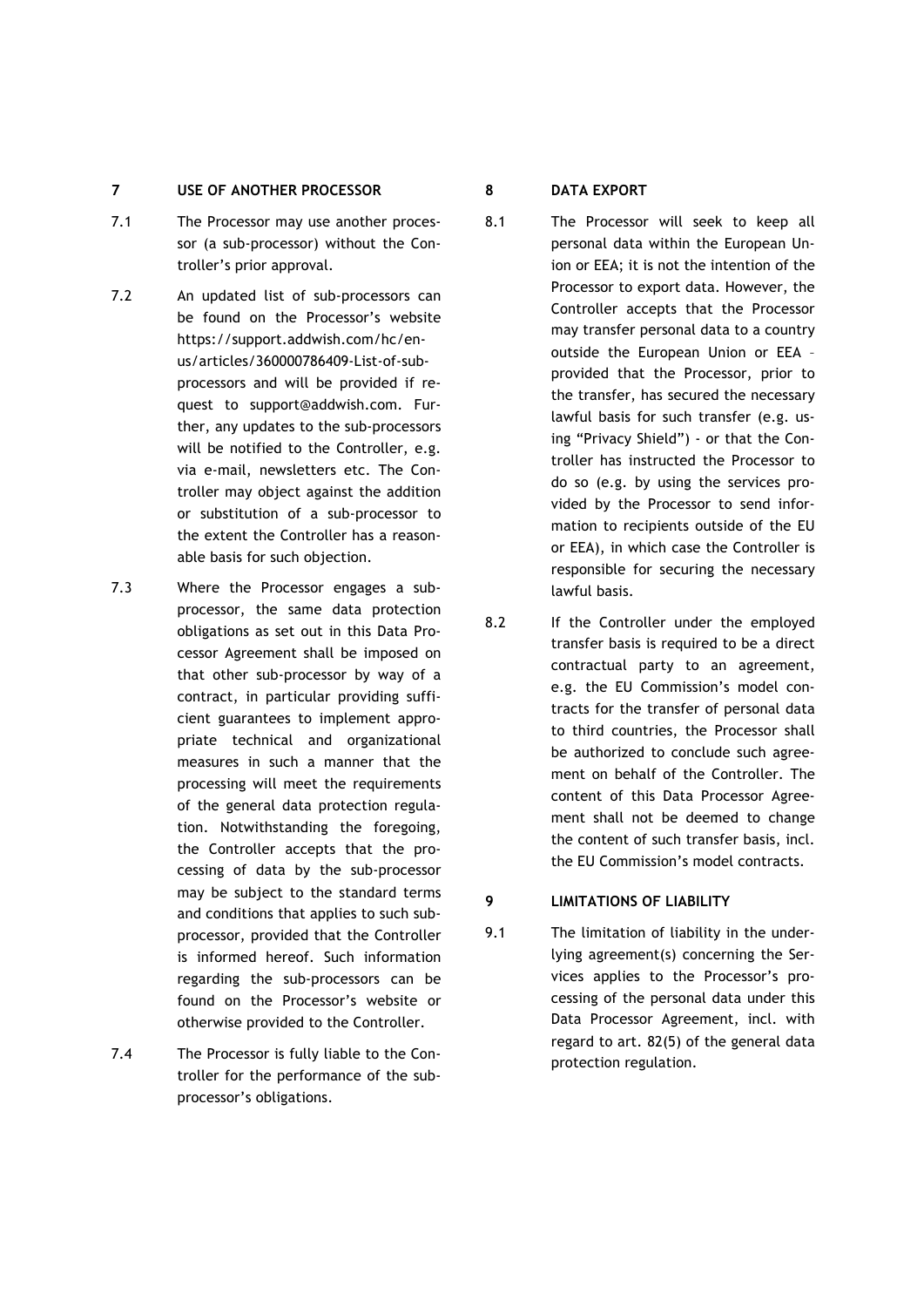## 7 USE OF ANOTHER PROCESSOR

7.1 The Processor may use another processor (a sub-processor) without the Controller's prior approval.

7.2 An updated list of sub-processors can be found on the Processor's website https://support.addwish.com/hc/en-us/articles/360000786409-List-of-sub-processors and will be provided if request to support@addwish.com. Further, any updates to the sub-processors will be notified to the Controller, e.g. via e-mail, newsletters etc. The Controller may object against the addition or substitution of a sub-processor to the extent the Controller has a reasonable basis for such objection.

7.3 Where the Processor engages a sub-processor, the same data protection obligations as set out in this Data Processor Agreement shall be imposed on that other sub-processor by way of a contract, in particular providing sufficient guarantees to implement appropriate technical and organizational measures in such a manner that the processing will meet the requirements of the general data protection regulation. Notwithstanding the foregoing, the Controller accepts that the processing of data by the sub-processor may be subject to the standard terms and conditions that applies to such sub-processor, provided that the Controller is informed hereof. Such information regarding the sub-processors can be found on the Processor's website or otherwise provided to the Controller.

7.4 The Processor is fully liable to the Controller for the performance of the sub-processor's obligations.

## 8 DATA EXPORT

8.1 The Processor will seek to keep all personal data within the European Union or EEA; it is not the intention of the Processor to export data. However, the Controller accepts that the Processor may transfer personal data to a country outside the European Union or EEA – provided that the Processor, prior to the transfer, has secured the necessary lawful basis for such transfer (e.g. using "Privacy Shield") - or that the Controller has instructed the Processor to do so (e.g. by using the services provided by the Processor to send information to recipients outside of the EU or EEA), in which case the Controller is responsible for securing the necessary lawful basis.

8.2 If the Controller under the employed transfer basis is required to be a direct contractual party to an agreement, e.g. the EU Commission's model contracts for the transfer of personal data to third countries, the Processor shall be authorized to conclude such agreement on behalf of the Controller. The content of this Data Processor Agreement shall not be deemed to change the content of such transfer basis, incl. the EU Commission's model contracts.

## 9 LIMITATIONS OF LIABILITY

9.1 The limitation of liability in the underlying agreement(s) concerning the Services applies to the Processor's processing of the personal data under this Data Processor Agreement, incl. with regard to art. 82(5) of the general data protection regulation.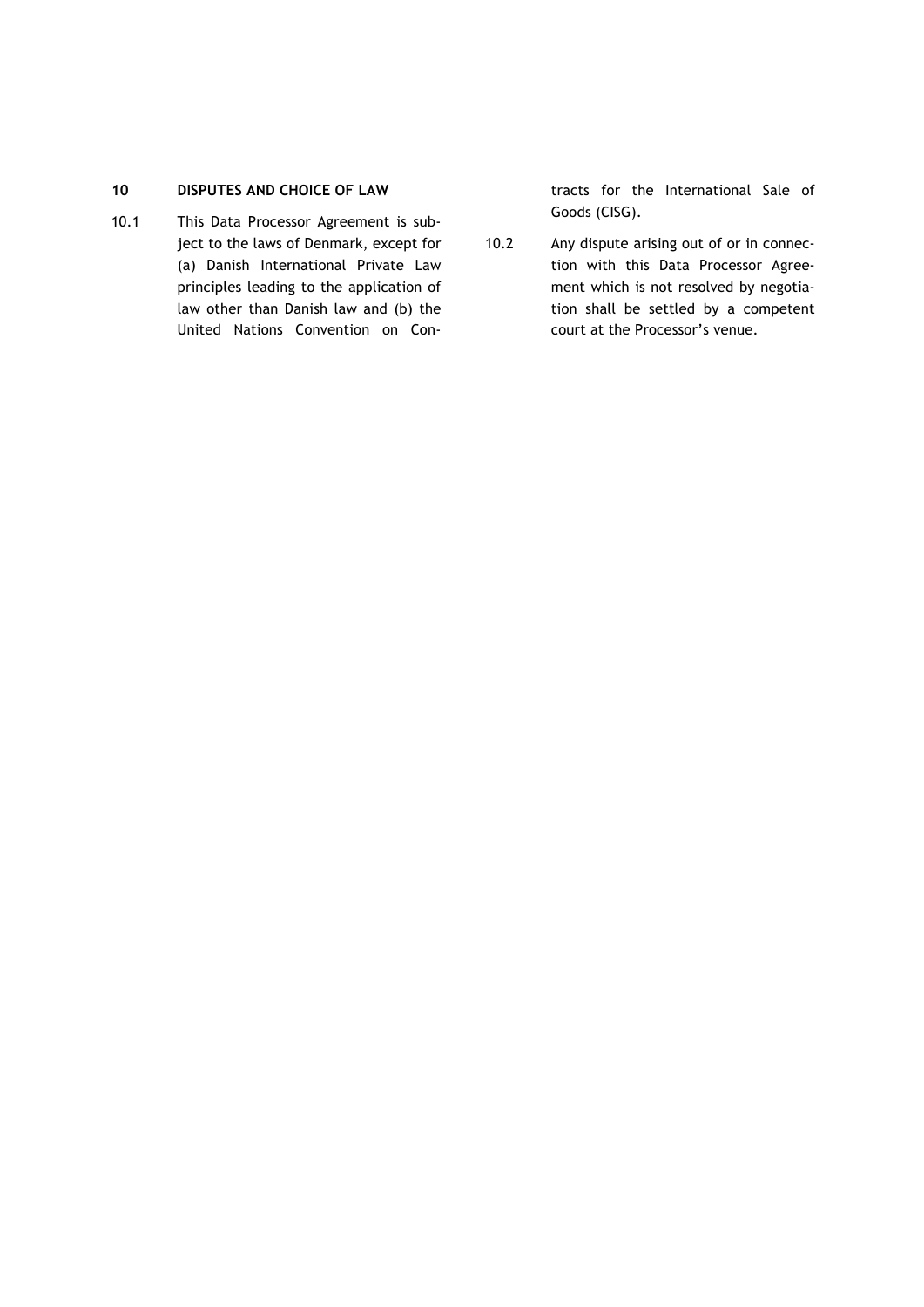## 10 DISPUTES AND CHOICE OF LAW

10.1 This Data Processor Agreement is subject to the laws of Denmark, except for (a) Danish International Private Law principles leading to the application of law other than Danish law and (b) the United Nations Convention on Contracts for the International Sale of Goods (CISG).

10.2 Any dispute arising out of or in connection with this Data Processor Agreement which is not resolved by negotiation shall be settled by a competent court at the Processor's venue.